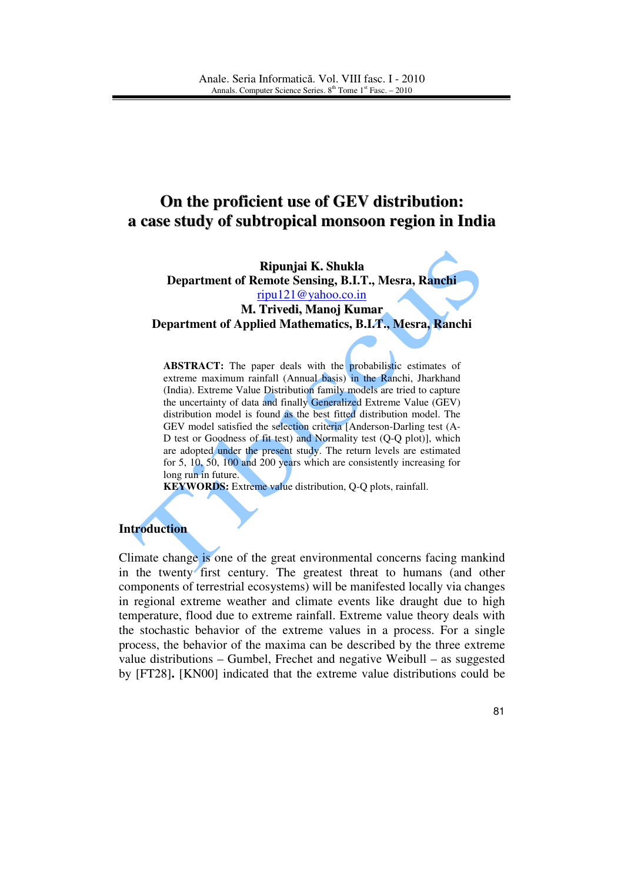# On the proficient use of GEV distribution: a case study of subtropical monsoon region in India

**Ripunjai K. Shukla**
**Department of Remote Sensing, B.I.T., Mesra, Ranchi**
ripu121@yahoo.co.in
**M. Trivedi, Manoj Kumar**
**Department of Applied Mathematics, B.I.T., Mesra, Ranchi**

**ABSTRACT:** The paper deals with the probabilistic estimates of extreme maximum rainfall (Annual basis) in the Ranchi, Jharkhand (India). Extreme Value Distribution family models are tried to capture the uncertainty of data and finally Generalized Extreme Value (GEV) distribution model is found as the best fitted distribution model. The GEV model satisfied the selection criteria [Anderson-Darling test (A-D test or Goodness of fit test) and Normality test (Q-Q plot)], which are adopted under the present study. The return levels are estimated for 5, 10, 50, 100 and 200 years which are consistently increasing for long run in future.

**KEYWORDS:** Extreme value distribution, Q-Q plots, rainfall.

## Introduction

Climate change is one of the great environmental concerns facing mankind in the twenty first century. The greatest threat to humans (and other components of terrestrial ecosystems) will be manifested locally via changes in regional extreme weather and climate events like draught due to high temperature, flood due to extreme rainfall. Extreme value theory deals with the stochastic behavior of the extreme values in a process. For a single process, the behavior of the maxima can be described by the three extreme value distributions – Gumbel, Frechet and negative Weibull – as suggested by [FT28]**.** [KN00] indicated that the extreme value distributions could be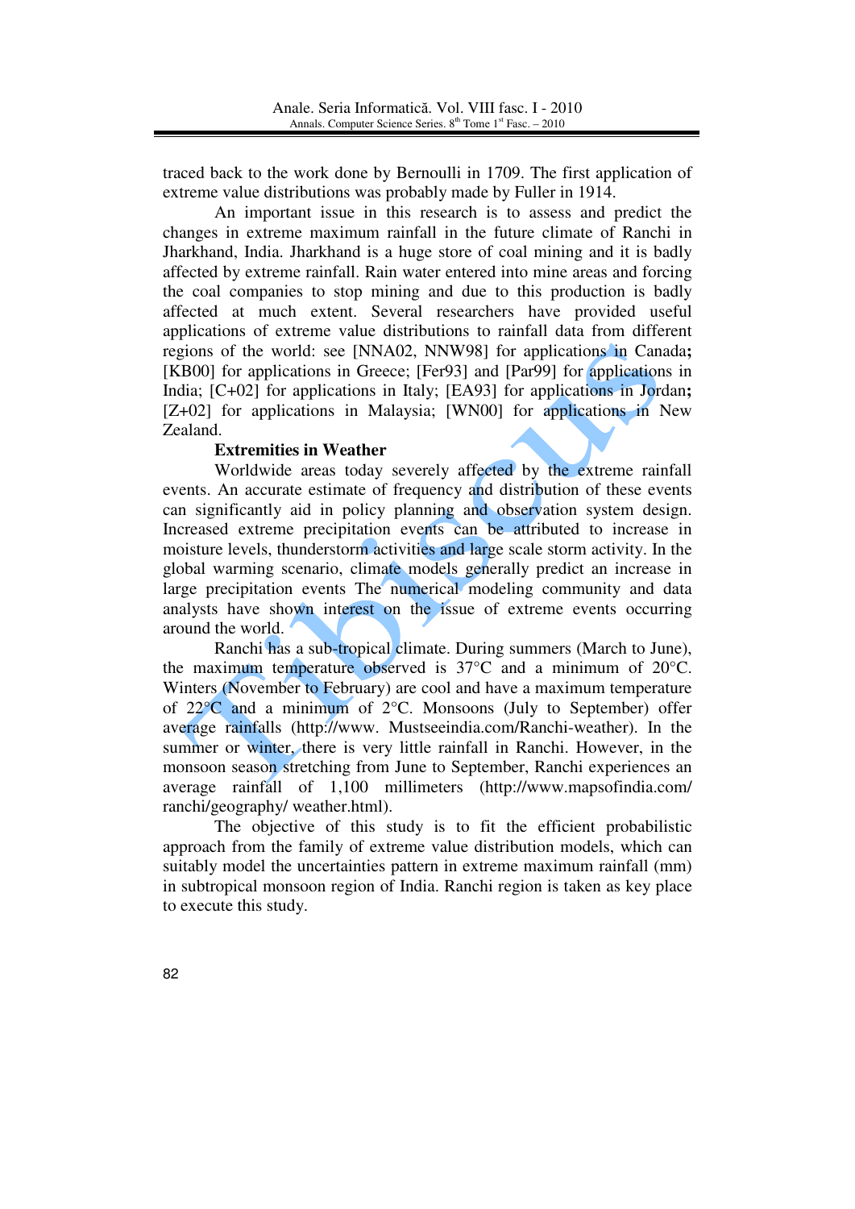traced back to the work done by Bernoulli in 1709. The first application of extreme value distributions was probably made by Fuller in 1914.

An important issue in this research is to assess and predict the changes in extreme maximum rainfall in the future climate of Ranchi in Jharkhand, India. Jharkhand is a huge store of coal mining and it is badly affected by extreme rainfall. Rain water entered into mine areas and forcing the coal companies to stop mining and due to this production is badly affected at much extent. Several researchers have provided useful applications of extreme value distributions to rainfall data from different regions of the world: see [NNA02, NNW98] for applications in Canada**;** [KB00] for applications in Greece; [Fer93] and [Par99] for applications in India; [C+02] for applications in Italy; [EA93] for applications in Jordan**;** [Z+02] for applications in Malaysia; [WN00] for applications in New Zealand.

**Extremities in Weather**

Worldwide areas today severely affected by the extreme rainfall events. An accurate estimate of frequency and distribution of these events can significantly aid in policy planning and observation system design. Increased extreme precipitation events can be attributed to increase in moisture levels, thunderstorm activities and large scale storm activity. In the global warming scenario, climate models generally predict an increase in large precipitation events The numerical modeling community and data analysts have shown interest on the issue of extreme events occurring around the world.

Ranchi has a sub-tropical climate. During summers (March to June), the maximum temperature observed is 37°C and a minimum of 20°C. Winters (November to February) are cool and have a maximum temperature of 22°C and a minimum of 2°C. Monsoons (July to September) offer average rainfalls (http://www. Mustseeindia.com/Ranchi-weather). In the summer or winter, there is very little rainfall in Ranchi. However, in the monsoon season stretching from June to September, Ranchi experiences an average rainfall of 1,100 millimeters (http://www.mapsofindia.com/ ranchi/geography/ weather.html).

The objective of this study is to fit the efficient probabilistic approach from the family of extreme value distribution models, which can suitably model the uncertainties pattern in extreme maximum rainfall (mm) in subtropical monsoon region of India. Ranchi region is taken as key place to execute this study.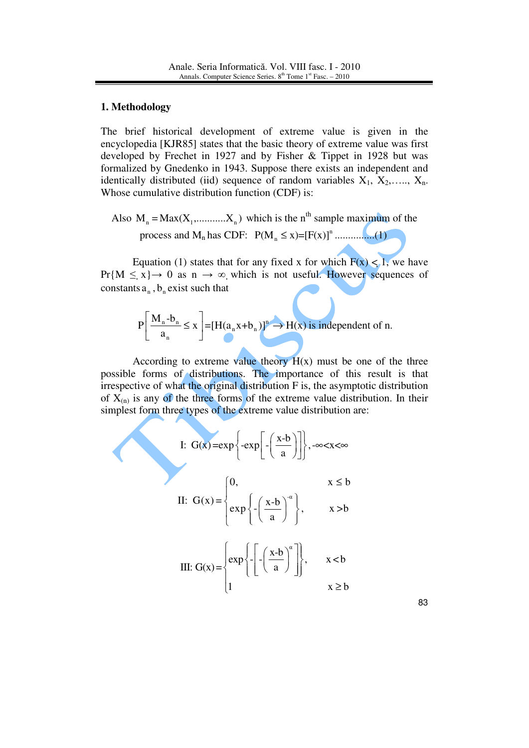## 1. Methodology

The brief historical development of extreme value is given in the encyclopedia [KJR85] states that the basic theory of extreme value was first developed by Frechet in 1927 and by Fisher & Tippet in 1928 but was formalized by Gnedenko in 1943. Suppose there exists an independent and identically distributed (iid) sequence of random variables $X_1, X_2, \ldots, X_n$. Whose cumulative distribution function (CDF) is:

Also $M_n = \text{Max}(X_1, \ldots\ldots X_n)$ which is the $n^{th}$ sample maximum of the process and $M_n$ has CDF: $P(M_n \le x) = [F(x)]^n$ ...............(1)

Equation (1) states that for any fixed x for which $F(x) < 1$, we have $\Pr\{M \le x\} \to 0$ as $n \to \infty$, which is not useful. However sequences of constants $a_n$, $b_n$ exist such that

$$P\left[\frac{M_n - b_n}{a_n} \le x\right] = [H(a_n x + b_n)]^n \to H(x) \text{ is independent of n.}$$

According to extreme value theory H(x) must be one of the three possible forms of distributions. The importance of this result is that irrespective of what the original distribution F is, the asymptotic distribution of $X_{(n)}$ is any of the three forms of the extreme value distribution. In their simplest form three types of the extreme value distribution are:

$$\text{I: } G(x) = \exp\left\{-\exp\left[-\left(\frac{x-b}{a}\right)\right]\right\}, -\infty < x < \infty$$

$$\text{II: } G(x) = \begin{cases} 0, & x \le b \\ \exp\left\{-\left(\frac{x-b}{a}\right)^{-\alpha}\right\}, & x > b \end{cases}$$

$$\text{III: } G(x) = \begin{cases} \exp\left\{-\left[-\left(\frac{x-b}{a}\right)^{\alpha}\right]\right\}, & x < b \\ 1 & x \ge b \end{cases}$$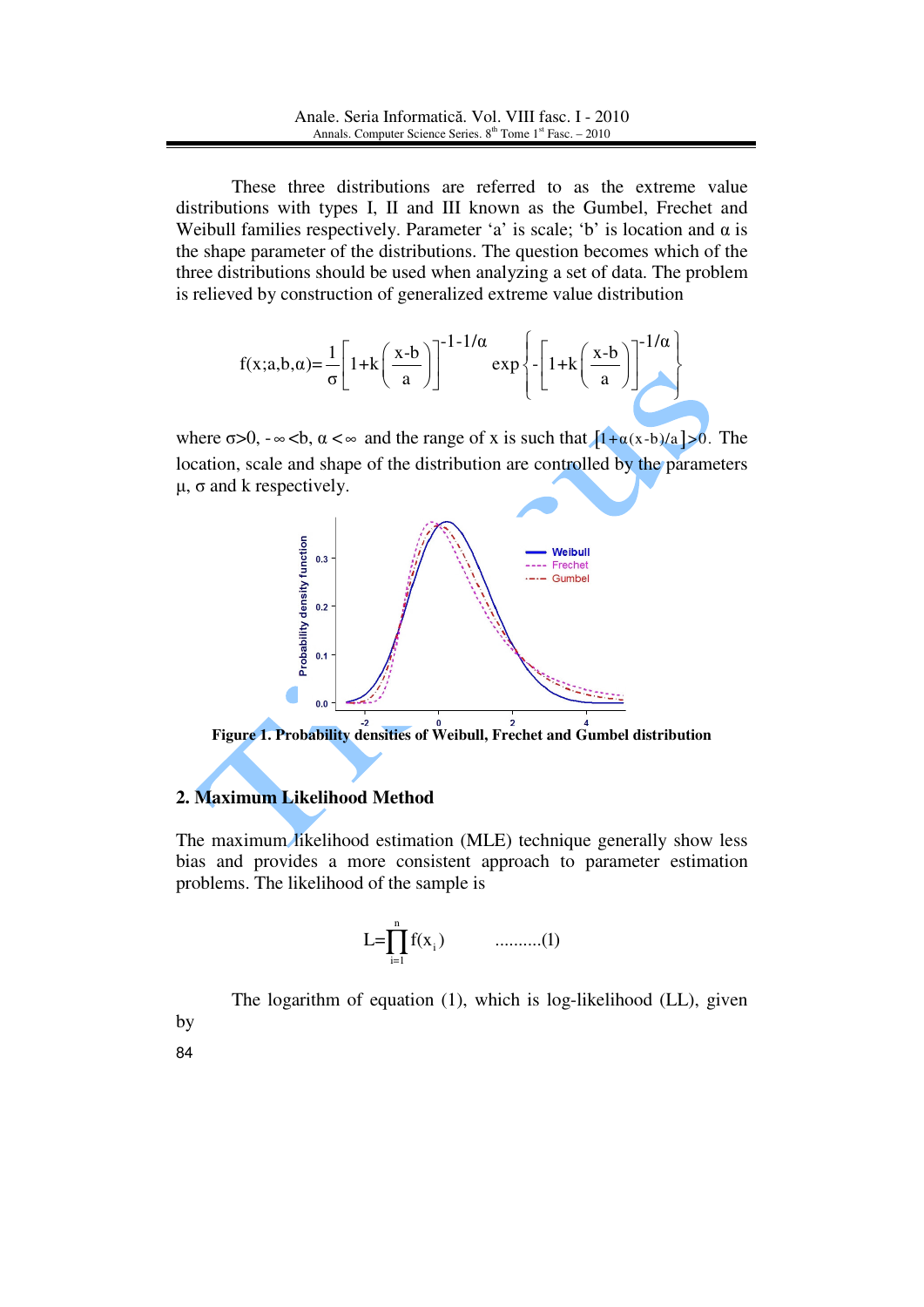These three distributions are referred to as the extreme value distributions with types I, II and III known as the Gumbel, Frechet and Weibull families respectively. Parameter ‘a’ is scale; ‘b’ is location and α is the shape parameter of the distributions. The question becomes which of the three distributions should be used when analyzing a set of data. The problem is relieved by construction of generalized extreme value distribution

$$f(x;a,b,\alpha)=\frac{1}{\sigma}\left[1+k\left(\frac{x-b}{a}\right)\right]^{-1-1/\alpha}\exp\left\{-\left[1+k\left(\frac{x-b}{a}\right)\right]^{-1/\alpha}\right\}$$

where $\sigma>0$, $-\infty<b$, $\alpha<\infty$ and the range of x is such that $[1+\alpha(x-b)/a]>0$. The location, scale and shape of the distribution are controlled by the parameters μ, σ and k respectively.

**Figure 1. Probability densities of Weibull, Frechet and Gumbel distribution**

## 2. Maximum Likelihood Method

The maximum likelihood estimation (MLE) technique generally show less bias and provides a more consistent approach to parameter estimation problems. The likelihood of the sample is

$$L=\prod_{i=1}^{n} f(x_i) \qquad ..........(1)$$

The logarithm of equation (1), which is log-likelihood (LL), given by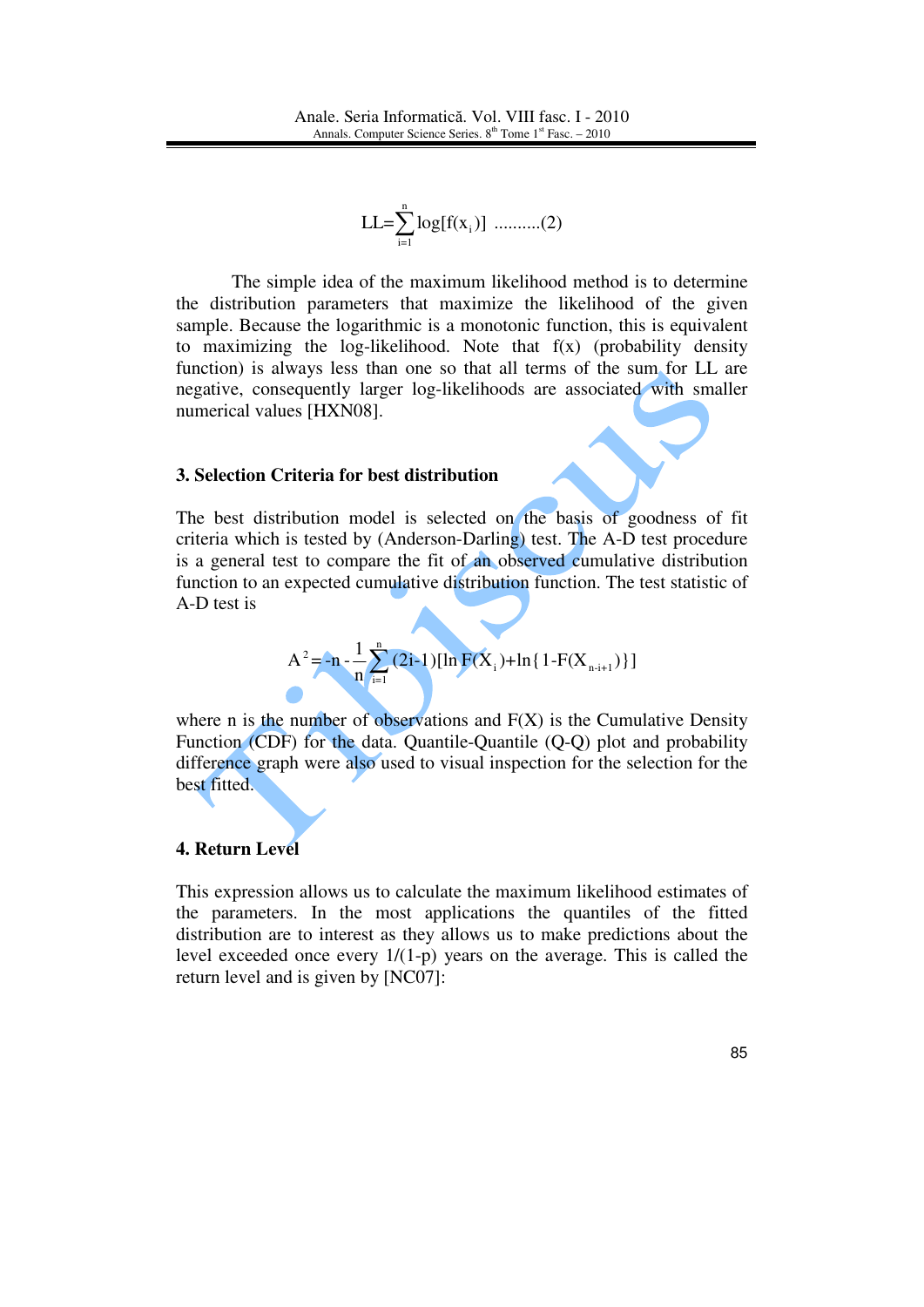$$LL=\sum_{i=1}^{n}\log[f(x_i)] \quad ..........(2)$$

The simple idea of the maximum likelihood method is to determine the distribution parameters that maximize the likelihood of the given sample. Because the logarithmic is a monotonic function, this is equivalent to maximizing the log-likelihood. Note that f(x) (probability density function) is always less than one so that all terms of the sum for LL are negative, consequently larger log-likelihoods are associated with smaller numerical values [HXN08].

## 3. Selection Criteria for best distribution

The best distribution model is selected on the basis of goodness of fit criteria which is tested by (Anderson-Darling) test. The A-D test procedure is a general test to compare the fit of an observed cumulative distribution function to an expected cumulative distribution function. The test statistic of A-D test is

$$A^2=-n-\frac{1}{n}\sum_{i=1}^{n}(2i-1)[\ln F(X_i)+\ln\{1-F(X_{n-i+1})\}]$$

where n is the number of observations and F(X) is the Cumulative Density Function (CDF) for the data. Quantile-Quantile (Q-Q) plot and probability difference graph were also used to visual inspection for the selection for the best fitted.

## 4. Return Level

This expression allows us to calculate the maximum likelihood estimates of the parameters. In the most applications the quantiles of the fitted distribution are to interest as they allows us to make predictions about the level exceeded once every 1/(1-p) years on the average. This is called the return level and is given by [NC07]: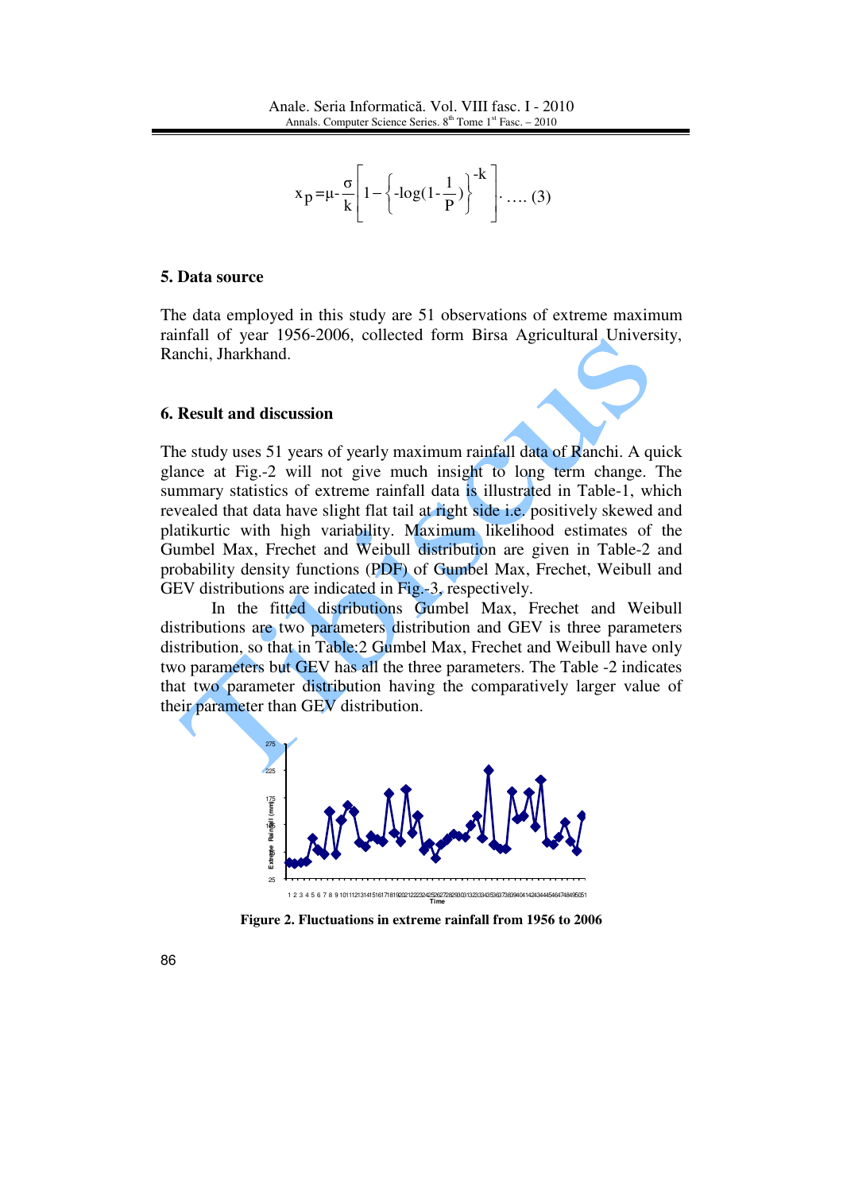$$x_p = \mu - \frac{\sigma}{k}\left[1 - \left\{-\log(1 - \frac{1}{P})\right\}^{-k}\right] \text{.... (3)}$$

## 5. Data source

The data employed in this study are 51 observations of extreme maximum rainfall of year 1956-2006, collected form Birsa Agricultural University, Ranchi, Jharkhand.

## 6. Result and discussion

The study uses 51 years of yearly maximum rainfall data of Ranchi. A quick glance at Fig.-2 will not give much insight to long term change. The summary statistics of extreme rainfall data is illustrated in Table-1, which revealed that data have slight flat tail at right side i.e. positively skewed and platikurtic with high variability. Maximum likelihood estimates of the Gumbel Max, Frechet and Weibull distribution are given in Table-2 and probability density functions (PDF) of Gumbel Max, Frechet, Weibull and GEV distributions are indicated in Fig.-3, respectively.

In the fitted distributions Gumbel Max, Frechet and Weibull distributions are two parameters distribution and GEV is three parameters distribution, so that in Table:2 Gumbel Max, Frechet and Weibull have only two parameters but GEV has all the three parameters. The Table -2 indicates that two parameter distribution having the comparatively larger value of their parameter than GEV distribution.

Figure 2. Fluctuations in extreme rainfall from 1956 to 2006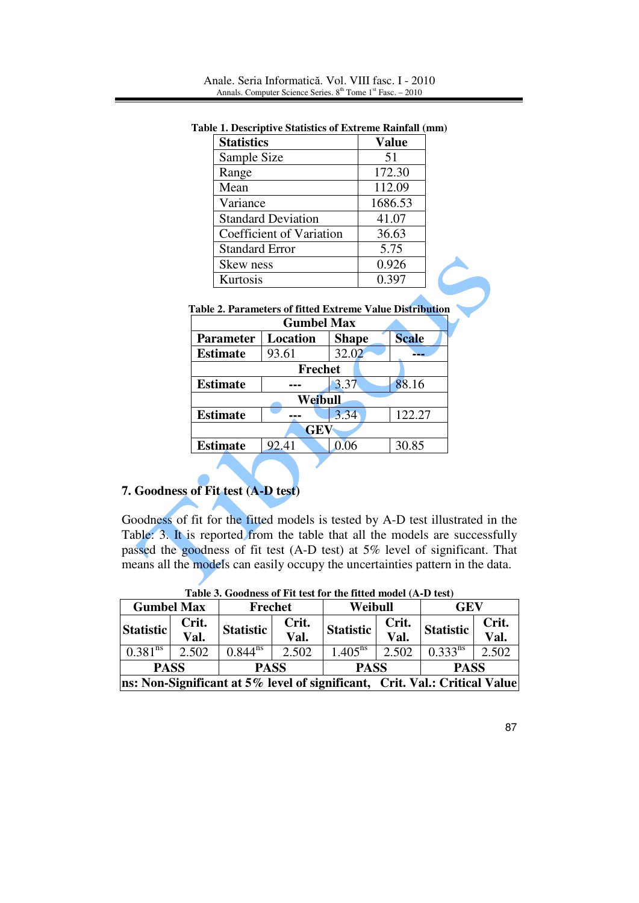**Table 1. Descriptive Statistics of Extreme Rainfall (mm)**

| Statistics | Value |
|---|---|
| Sample Size | 51 |
| Range | 172.30 |
| Mean | 112.09 |
| Variance | 1686.53 |
| Standard Deviation | 41.07 |
| Coefficient of Variation | 36.63 |
| Standard Error | 5.75 |
| Skew ness | 0.926 |
| Kurtosis | 0.397 |

**Table 2. Parameters of fitted Extreme Value Distribution**

| Parameter | Location | Shape | Scale |
|---|---|---|---|
| **Gumbel Max** | | | |
| **Estimate** | 93.61 | 32.02 | --- |
| **Frechet** | | | |
| **Estimate** | --- | 3.37 | 88.16 |
| **Weibull** | | | |
| **Estimate** | --- | 3.34 | 122.27 |
| **GEV** | | | |
| **Estimate** | 92.41 | 0.06 | 30.85 |

## 7. Goodness of Fit test (A-D test)

Goodness of fit for the fitted models is tested by A-D test illustrated in the Table: 3. It is reported from the table that all the models are successfully passed the goodness of fit test (A-D test) at 5% level of significant. That means all the models can easily occupy the uncertainties pattern in the data.

**Table 3. Goodness of Fit test for the fitted model (A-D test)**

| Gumbel Max | | Frechet | | Weibull | | GEV | |
|---|---|---|---|---|---|---|---|
| **Statistic** | **Crit. Val.** | **Statistic** | **Crit. Val.** | **Statistic** | **Crit. Val.** | **Statistic** | **Crit. Val.** |
| $0.381^{ns}$ | 2.502 | $0.844^{ns}$ | 2.502 | $1.405^{ns}$ | 2.502 | $0.333^{ns}$ | 2.502 |
| **PASS** | | **PASS** | | **PASS** | | **PASS** | |

**ns: Non-Significant at 5% level of significant, Crit. Val.: Critical Value**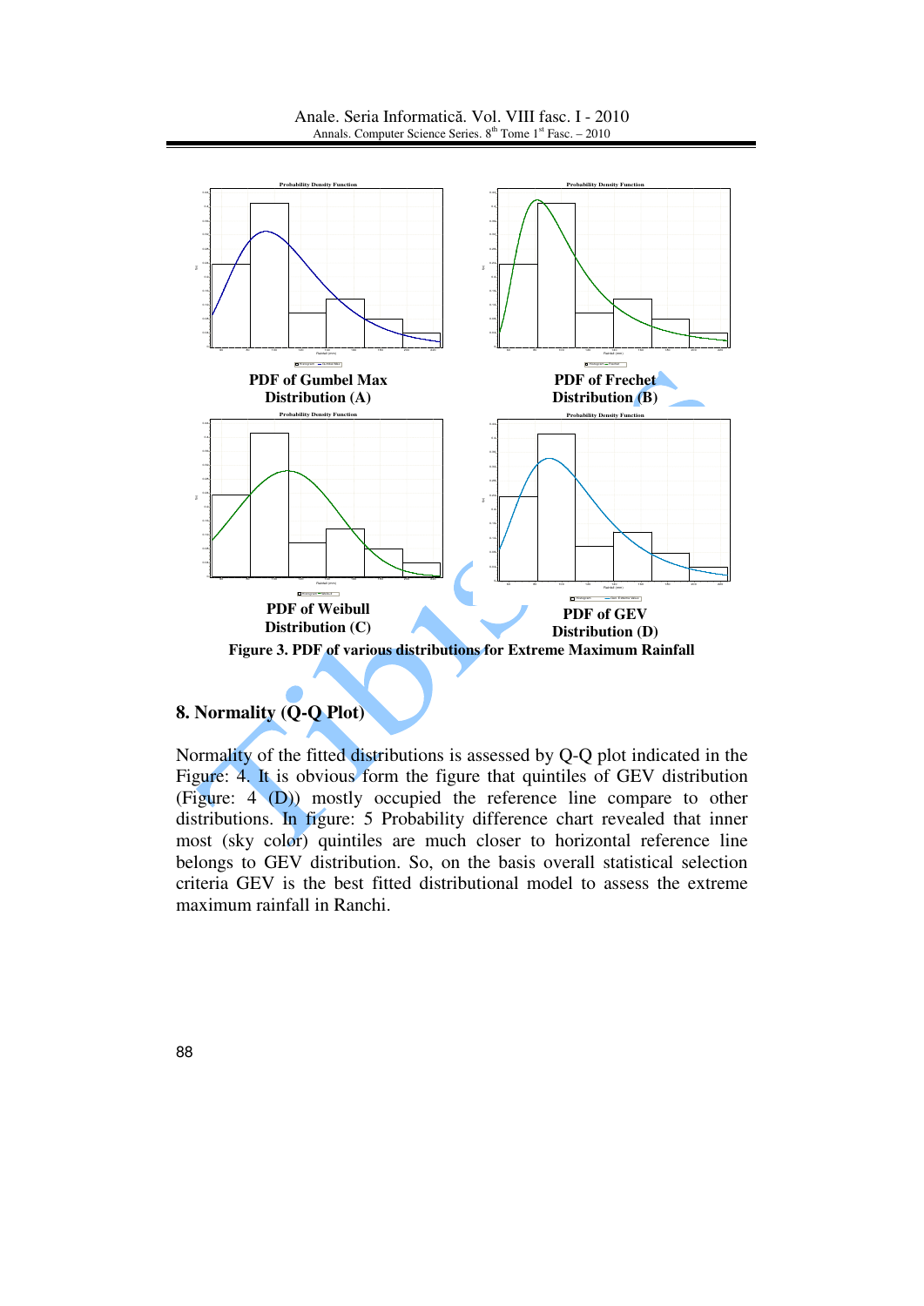PDF of Gumbel Max Distribution (A)

PDF of Frechet Distribution (B)

PDF of Weibull Distribution (C)

PDF of GEV Distribution (D)

**Figure 3. PDF of various distributions for Extreme Maximum Rainfall**

## 8. Normality (Q-Q Plot)

Normality of the fitted distributions is assessed by Q-Q plot indicated in the Figure: 4. It is obvious form the figure that quintiles of GEV distribution (Figure: 4 (D)) mostly occupied the reference line compare to other distributions. In figure: 5 Probability difference chart revealed that inner most (sky color) quintiles are much closer to horizontal reference line belongs to GEV distribution. So, on the basis overall statistical selection criteria GEV is the best fitted distributional model to assess the extreme maximum rainfall in Ranchi.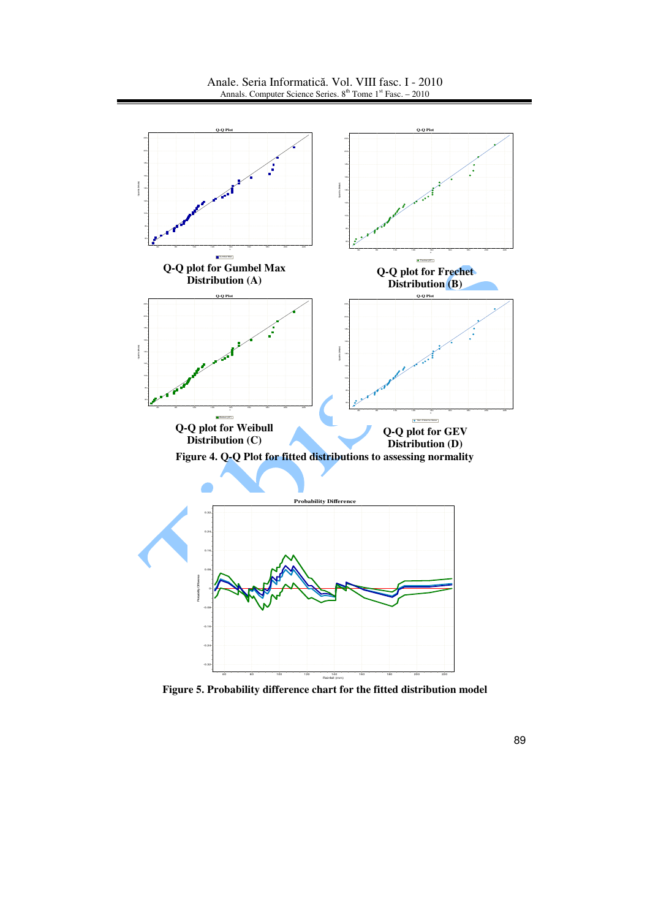Q-Q plot for Gumbel Max Distribution (A)

Q-Q plot for Frechet Distribution (B)

Q-Q plot for Weibull Distribution (C)

Q-Q plot for GEV Distribution (D)

**Figure 4. Q-Q Plot for fitted distributions to assessing normality**

**Figure 5. Probability difference chart for the fitted distribution model**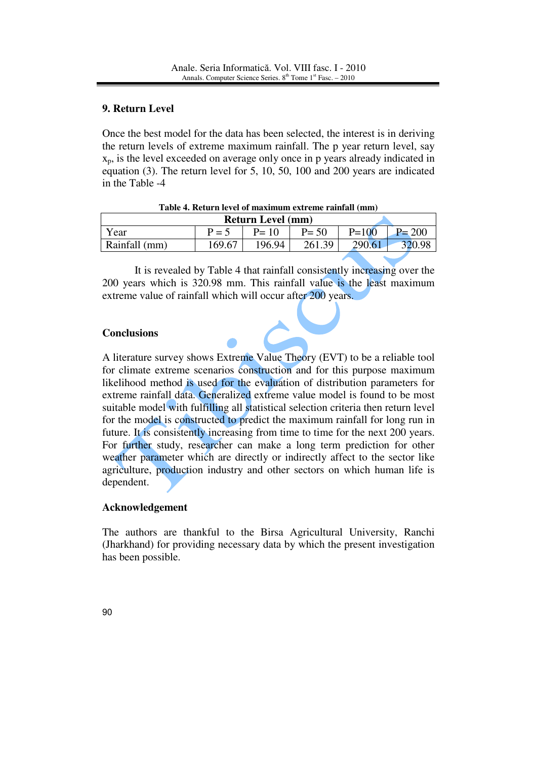## 9. Return Level

Once the best model for the data has been selected, the interest is in deriving the return levels of extreme maximum rainfall. The p year return level, say $x_p$, is the level exceeded on average only once in p years already indicated in equation (3). The return level for 5, 10, 50, 100 and 200 years are indicated in the Table -4

**Table 4. Return level of maximum extreme rainfall (mm)**

| Return Level (mm) | | | | | |
|---|---|---|---|---|---|
| Year | P = 5 | P= 10 | P= 50 | P=100 | P= 200 |
| Rainfall (mm) | 169.67 | 196.94 | 261.39 | 290.61 | 320.98 |

It is revealed by Table 4 that rainfall consistently increasing over the 200 years which is 320.98 mm. This rainfall value is the least maximum extreme value of rainfall which will occur after 200 years.

## Conclusions

A literature survey shows Extreme Value Theory (EVT) to be a reliable tool for climate extreme scenarios construction and for this purpose maximum likelihood method is used for the evaluation of distribution parameters for extreme rainfall data. Generalized extreme value model is found to be most suitable model with fulfilling all statistical selection criteria then return level for the model is constructed to predict the maximum rainfall for long run in future. It is consistently increasing from time to time for the next 200 years. For further study, researcher can make a long term prediction for other weather parameter which are directly or indirectly affect to the sector like agriculture, production industry and other sectors on which human life is dependent.

## Acknowledgement

The authors are thankful to the Birsa Agricultural University, Ranchi (Jharkhand) for providing necessary data by which the present investigation has been possible.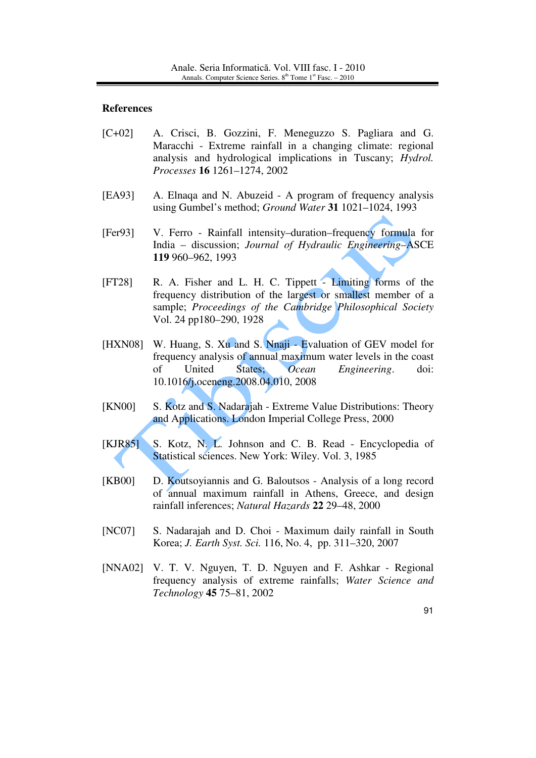## References

[C+02] A. Crisci, B. Gozzini, F. Meneguzzo S. Pagliara and G. Maracchi - Extreme rainfall in a changing climate: regional analysis and hydrological implications in Tuscany; *Hydrol. Processes* **16** 1261–1274, 2002

[EA93] A. Elnaqa and N. Abuzeid - A program of frequency analysis using Gumbel's method; *Ground Water* **31** 1021–1024, 1993

[Fer93] V. Ferro - Rainfall intensity–duration–frequency formula for India – discussion; *Journal of Hydraulic Engineering–ASCE* **119** 960–962, 1993

[FT28] R. A. Fisher and L. H. C. Tippett - Limiting forms of the frequency distribution of the largest or smallest member of a sample; *Proceedings of the Cambridge Philosophical Society* Vol. 24 pp180–290, 1928

[HXN08] W. Huang, S. Xu and S. Nnaji - Evaluation of GEV model for frequency analysis of annual maximum water levels in the coast of United States; *Ocean Engineering*. doi: 10.1016/j.oceneng.2008.04.010, 2008

[KN00] S. Kotz and S. Nadarajah - Extreme Value Distributions: Theory and Applications. London Imperial College Press, 2000

[KJR85] S. Kotz, N. L. Johnson and C. B. Read - Encyclopedia of Statistical sciences. New York: Wiley. Vol. 3, 1985

[KB00] D. Koutsoyiannis and G. Baloutsos - Analysis of a long record of annual maximum rainfall in Athens, Greece, and design rainfall inferences; *Natural Hazards* **22** 29–48, 2000

[NC07] S. Nadarajah and D. Choi - Maximum daily rainfall in South Korea; *J. Earth Syst. Sci.* 116, No. 4, pp. 311–320, 2007

[NNA02] V. T. V. Nguyen, T. D. Nguyen and F. Ashkar - Regional frequency analysis of extreme rainfalls; *Water Science and Technology* **45** 75–81, 2002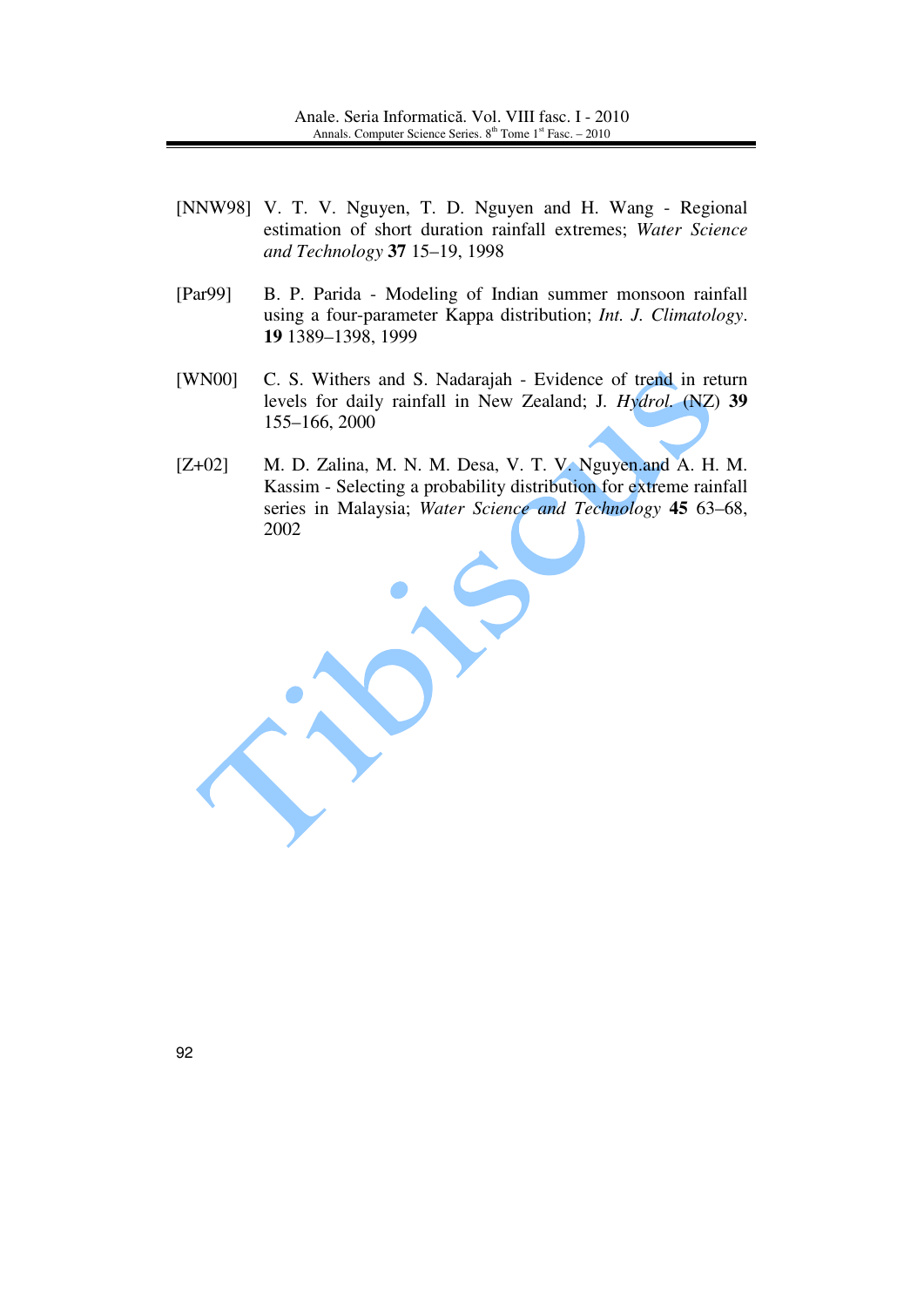[NNW98] V. T. V. Nguyen, T. D. Nguyen and H. Wang - Regional estimation of short duration rainfall extremes; *Water Science and Technology* **37** 15–19, 1998

[Par99] B. P. Parida - Modeling of Indian summer monsoon rainfall using a four-parameter Kappa distribution; *Int. J. Climatology*. **19** 1389–1398, 1999

[WN00] C. S. Withers and S. Nadarajah - Evidence of trend in return levels for daily rainfall in New Zealand; J. *Hydrol.* (NZ) **39** 155–166, 2000

[Z+02] M. D. Zalina, M. N. M. Desa, V. T. V. Nguyen.and A. H. M. Kassim - Selecting a probability distribution for extreme rainfall series in Malaysia; *Water Science and Technology* **45** 63–68, 2002